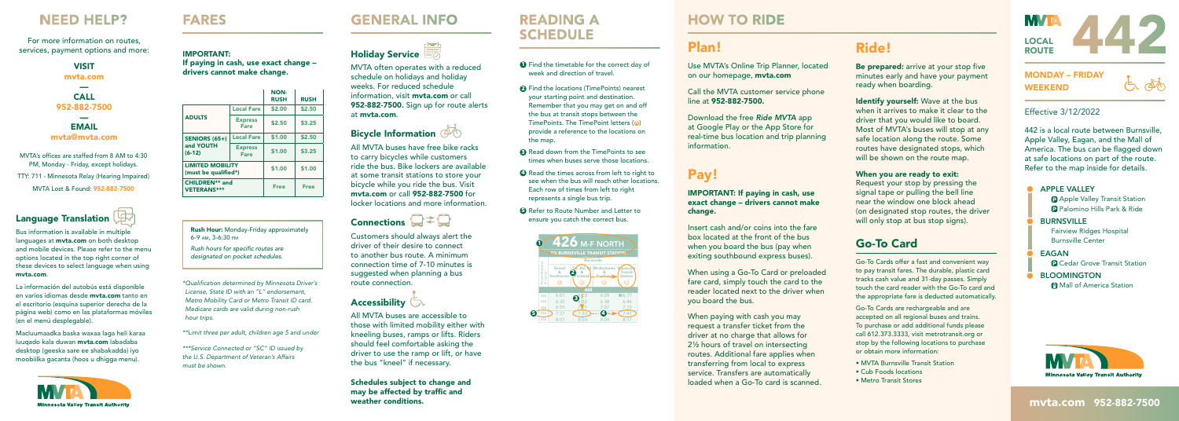# NEED HELP?

For more information on routes, services, payment options and more:

**VISIT**
mvta.com

**CALL**
952-882-7500

**EMAIL**
mvta@mvta.com

MVTA's offices are staffed from 8 AM to 4:30 PM, Monday - Friday, except holidays.

TTY: 711 - Minnesota Relay (Hearing Impaired)

MVTA Lost & Found: 952-882-7500

## Language Translation

Bus information is available in multiple languages at **mvta.com** on both desktop and mobile devices. Please refer to the menu options located in the top right corner of these devices to select language when using **mvta.com**.

La información del autobús está disponible en varios idiomas desde **mvta.com** tanto en el escritorio (esquina superior derecha de la página web) como en las plataformas móviles (en el menú desplegable).

Macluumaadka baska waxaa laga heli karaa luuqado kala duwan **mvta.com** labadaba desktop (geeska sare ee shabakadda) iyo moobiilka gacanta (hoos u dhigga menu).

# FARES

**IMPORTANT:**
**If paying in cash, use exact change – drivers cannot make change.**

| | | NON-RUSH | RUSH |
|---|---|---|---|
| ADULTS | Local Fare | $2.00 | $2.50 |
| | Express Fare | $2.50 | $3.25 |
| SENIORS (65+) and YOUTH (6-12) | Local Fare | $1.00 | $2.50 |
| | Express Fare | $1.00 | $3.25 |
| LIMITED MOBILITY (must be qualified*) | | $1.00 | $1.00 |
| CHILDREN** and VETERANS*** | | Free | Free |

**Rush Hour:** Monday-Friday approximately 6-9 AM, 3-6:30 PM

*Rush hours for specific routes are designated on pocket schedules.*

*\*Qualification determined by Minnesota Driver's License, State ID with an "L" endorsement, Metro Mobility Card or Metro Transit ID card. Medicare cards are valid during non-rush hour trips.*

*\*\*Limit three per adult, children age 5 and under*

*\*\*\*Service Connected or "SC" ID issued by the U.S. Department of Veteran's Affairs must be shown.*

# GENERAL INFO

## Holiday Service

MVTA often operates with a reduced schedule on holidays and holiday weeks. For reduced schedule information, visit **mvta.com** or call **952-882-7500.** Sign up for route alerts at **mvta.com**.

## Bicycle Information

All MVTA buses have free bike racks to carry bicycles while customers ride the bus. Bike lockers are available at some transit stations to store your bicycle while you ride the bus. Visit **mvta.com** or call **952-882-7500** for locker locations and more information.

## Connections

Customers should always alert the driver of their desire to connect to another bus route. A minimum connection time of 7-10 minutes is suggested when planning a bus route connection.

## Accessibility

All MVTA buses are accessible to those with limited mobility either with kneeling buses, ramps or lifts. Riders should feel comfortable asking the driver to use the ramp or lift, or have the bus "kneel" if necessary.

**Schedules subject to change and may be affected by traffic and weather conditions.**

# READING A SCHEDULE

1. Find the timetable for the correct day of week and direction of travel.
2. Find the locations (TimePoints) nearest your starting point and destination. Remember that you may get on and off the bus at transit stops between the TimePoints. The TimePoint letters (A) provide a reference to the locations on the map.
3. Read down from the TimePoints to see times when buses serve those locations.
4. Read the times across from left to right to see when the bus will reach other locations. Each row of times from left to right represents a single bus trip.
5. Refer to Route Number and Letter to ensure you catch the correct bus.

426 M-F NORTH — TO BURNSVILLE TRANSIT STATION

| Route | Grand & Southcross | Burnsville Parkway | McAndrews & Portland | Burnsville Transit Station |
|---|---|---|---|---|
| | | AM | | |
| 426 | 6:01 | 6:03 | 6:09 | 6:17 |
| 426 | 6:30 | 6:32 | 6:38 | 6:46 |
| 426 | 6:59 | 7:01 | 7:07 | 7:15 |
| 426 | 7:21 | 7:23 | 7:29 | 7:47 |
| 426 | 8:01 | 8:03 | 8:09 | 8:17 |

# HOW TO RIDE

## Plan!

Use MVTA's Online Trip Planner, located on our homepage, **mvta.com**

Call the MVTA customer service phone line at **952-882-7500.**

Download the free *Ride MVTA* app at Google Play or the App Store for real-time bus location and trip planning information.

## Pay!

**IMPORTANT: If paying in cash, use exact change – drivers cannot make change.**

Insert cash and/or coins into the fare box located at the front of the bus when you board the bus (pay when exiting southbound express buses).

When using a Go-To Card or preloaded fare card, simply touch the card to the reader located next to the driver when you board the bus.

When paying with cash you may request a transfer ticket from the driver at no charge that allows for 2½ hours of travel on intersecting routes. Additional fare applies when transferring from local to express service. Transfers are automatically loaded when a Go-To card is scanned.

## Ride!

**Be prepared:** arrive at your stop five minutes early and have your payment ready when boarding.

**Identify yourself:** Wave at the bus when it arrives to make it clear to the driver that you would like to board. Most of MVTA's buses will stop at any safe location along the route. Some routes have designated stops, which will be shown on the route map.

**When you are ready to exit:** Request your stop by pressing the signal tape or pulling the bell line near the window one block ahead (on designated stop routes, the driver will only stop at bus stop signs).

## Go-To Card

Go-To Cards offer a fast and convenient way to pay transit fares. The durable, plastic card tracks cash value and 31-day passes. Simply touch the card reader with the Go-To card and the appropriate fare is deducted automatically.

Go-To Cards are rechargeable and are accepted on all regional buses and trains. To purchase or add additional funds please call 612.373.3333, visit metrotransit.org or stop by the following locations to purchase or obtain more information:

- MVTA Burnsville Transit Station
- Cub Foods locations
- Metro Transit Stores

# MVTA LOCAL ROUTE 442

**MONDAY – FRIDAY**
**WEEKEND**

Effective 3/12/2022

442 is a local route between Burnsville, Apple Valley, Eagan, and the Mall of America. The bus can be flagged down at safe locations on part of the route. Refer to the map inside for details.

- **APPLE VALLEY**
  - Apple Valley Transit Station
  - Palomino Hills Park & Ride
- **BURNSVILLE**
  - Fairview Ridges Hospital
  - Burnsville Center
- **EAGAN**
  - Cedar Grove Transit Station
- **BLOOMINGTON**
  - Mall of America Station

Minnesota Valley Transit Authority

**mvta.com 952-882-7500**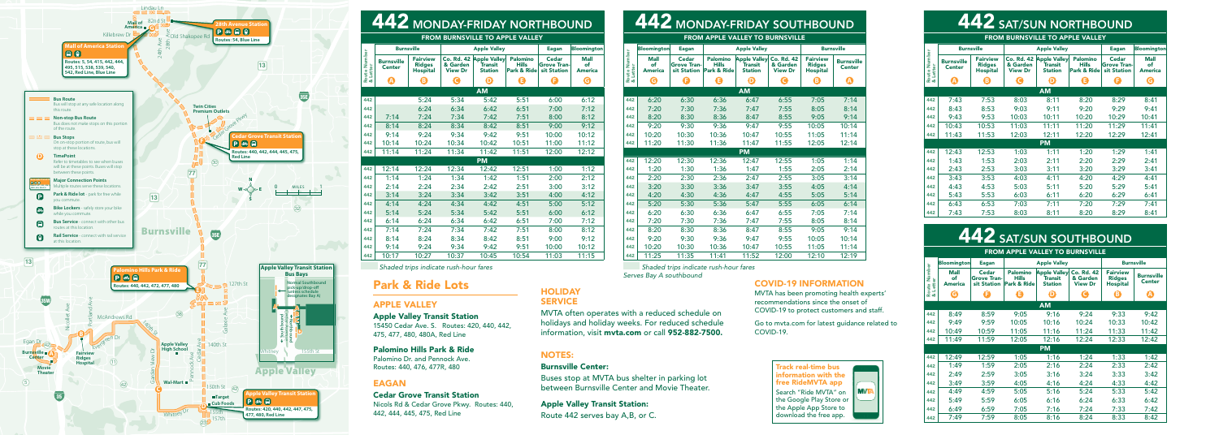# 442 MONDAY-FRIDAY NORTHBOUND

FROM BURNSVILLE TO APPLE VALLEY

| Route Number & Letter | Burnsville Center | Fairview Ridges Hospital | Co. Rd. 42 & Garden View Dr | Apple Valley Transit Station | Palomino Hills Park & Ride | Cedar Grove Transit Station | Mall of America |
|---|---|---|---|---|---|---|---|
| | Burnsville | Burnsville | Apple Valley | Apple Valley | Apple Valley | Eagan | Bloomington |
| | A | B | C | D | E | F | G |
| | **AM** | | | | | | |
| 442 | | 5:24 | 5:34 | 5:42 | 5:51 | 6:00 | 6:12 |
| 442 | | 6:24 | 6:34 | 6:42 | 6:51 | 7:00 | 7:12 |
| 442 | 7:14 | 7:24 | 7:34 | 7:42 | 7:51 | 8:00 | 8:12 |
| 442 | 8:14 | 8:24 | 8:34 | 8:42 | 8:51 | 9:00 | 9:12 |
| 442 | 9:14 | 9:24 | 9:34 | 9:42 | 9:51 | 10:00 | 10:12 |
| 442 | 10:14 | 10:24 | 10:34 | 10:42 | 10:51 | 11:00 | 11:12 |
| 442 | 11:14 | 11:24 | 11:34 | 11:42 | 11:51 | 12:00 | 12:12 |
| | **PM** | | | | | | |
| 442 | 12:14 | 12:24 | 12:34 | 12:42 | 12:51 | 1:00 | 1:12 |
| 442 | 1:14 | 1:24 | 1:34 | 1:42 | 1:51 | 2:00 | 2:12 |
| 442 | 2:14 | 2:24 | 2:34 | 2:42 | 2:51 | 3:00 | 3:12 |
| 442 | 3:14 | 3:24 | 3:34 | 3:42 | 3:51 | 4:00 | 4:12 |
| 442 | 4:14 | 4:24 | 4:34 | 4:42 | 4:51 | 5:00 | 5:12 |
| 442 | 5:14 | 5:24 | 5:34 | 5:42 | 5:51 | 6:00 | 6:12 |
| 442 | 6:14 | 6:24 | 6:34 | 6:42 | 6:51 | 7:00 | 7:12 |
| 442 | 7:14 | 7:24 | 7:34 | 7:42 | 7:51 | 8:00 | 8:12 |
| 442 | 8:14 | 8:24 | 8:34 | 8:42 | 8:51 | 9:00 | 9:12 |
| 442 | 9:14 | 9:24 | 9:34 | 9:42 | 9:51 | 10:00 | 10:12 |
| 442 | 10:17 | 10:27 | 10:37 | 10:45 | 10:54 | 11:03 | 11:15 |

*Shaded trips indicate rush-hour fares*

# 442 MONDAY-FRIDAY SOUTHBOUND

FROM APPLE VALLEY TO BURNSVILLE

| Route Number & Letter | Mall of America | Cedar Grove Transit Station | Palomino Hills Park & Ride | Apple Valley Transit Station | Co. Rd. 42 & Garden View Dr | Fairview Ridges Hospital | Burnsville Center |
|---|---|---|---|---|---|---|---|
| | Bloomington | Eagan | Apple Valley | Apple Valley | Apple Valley | Burnsville | Burnsville |
| | G | F | E | D | C | B | A |
| | **AM** | | | | | | |
| 442 | 6:20 | 6:30 | 6:36 | 6:47 | 6:55 | 7:05 | 7:14 |
| 442 | 7:20 | 7:30 | 7:36 | 7:47 | 7:55 | 8:05 | 8:14 |
| 442 | 8:20 | 8:30 | 8:36 | 8:47 | 8:55 | 9:05 | 9:14 |
| 442 | 9:20 | 9:30 | 9:36 | 9:47 | 9:55 | 10:05 | 10:14 |
| 442 | 10:20 | 10:30 | 10:36 | 10:47 | 10:55 | 11:05 | 11:14 |
| 442 | 11:20 | 11:30 | 11:36 | 11:47 | 11:55 | 12:05 | 12:14 |
| | **PM** | | | | | | |
| 442 | 12:20 | 12:30 | 12:36 | 12:47 | 12:55 | 1:05 | 1:14 |
| 442 | 1:20 | 1:30 | 1:36 | 1:47 | 1:55 | 2:05 | 2:14 |
| 442 | 2:20 | 2:30 | 2:36 | 2:47 | 2:55 | 3:05 | 3:14 |
| 442 | 3:20 | 3:30 | 3:36 | 3:47 | 3:55 | 4:05 | 4:14 |
| 442 | 4:20 | 4:30 | 4:36 | 4:47 | 4:55 | 5:05 | 5:14 |
| 442 | 5:20 | 5:30 | 5:36 | 5:47 | 5:55 | 6:05 | 6:14 |
| 442 | 6:20 | 6:30 | 6:36 | 6:47 | 6:55 | 7:05 | 7:14 |
| 442 | 7:20 | 7:30 | 7:36 | 7:47 | 7:55 | 8:05 | 8:14 |
| 442 | 8:20 | 8:30 | 8:36 | 8:47 | 8:55 | 9:05 | 9:14 |
| 442 | 9:20 | 9:30 | 9:36 | 9:47 | 9:55 | 10:05 | 10:14 |
| 442 | 10:20 | 10:30 | 10:36 | 10:47 | 10:55 | 11:05 | 11:14 |
| 442 | 11:25 | 11:35 | 11:41 | 11:52 | 12:00 | 12:10 | 12:19 |

*Shaded trips indicate rush-hour fares*

*Serves Bay A southbound*

# 442 SAT/SUN NORTHBOUND

FROM BURNSVILLE TO APPLE VALLEY

| Route Number & Letter | Burnsville Center | Fairview Ridges Hospital | Co. Rd. 42 & Garden View Dr | Apple Valley Transit Station | Palomino Hills Park & Ride | Cedar Grove Transit Station | Mall of America |
|---|---|---|---|---|---|---|---|
| | Burnsville | Burnsville | Apple Valley | Apple Valley | Apple Valley | Eagan | Bloomington |
| | A | B | C | D | E | F | G |
| | **AM** | | | | | | |
| 442 | 7:43 | 7:53 | 8:03 | 8:11 | 8:20 | 8:29 | 8:41 |
| 442 | 8:43 | 8:53 | 9:03 | 9:11 | 9:20 | 9:29 | 9:41 |
| 442 | 9:43 | 9:53 | 10:03 | 10:11 | 10:20 | 10:29 | 10:41 |
| 442 | 10:43 | 10:53 | 11:03 | 11:11 | 11:20 | 11:29 | 11:41 |
| 442 | 11:43 | 11:53 | 12:03 | 12:11 | 12:20 | 12:29 | 12:41 |
| | **PM** | | | | | | |
| 442 | 12:43 | 12:53 | 1:03 | 1:11 | 1:20 | 1:29 | 1:41 |
| 442 | 1:43 | 1:53 | 2:03 | 2:11 | 2:20 | 2:29 | 2:41 |
| 442 | 2:43 | 2:53 | 3:03 | 3:11 | 3:20 | 3:29 | 3:41 |
| 442 | 3:43 | 3:53 | 4:03 | 4:11 | 4:20 | 4:29 | 4:41 |
| 442 | 4:43 | 4:53 | 5:03 | 5:11 | 5:20 | 5:29 | 5:41 |
| 442 | 5:43 | 5:53 | 6:03 | 6:11 | 6:20 | 6:29 | 6:41 |
| 442 | 6:43 | 6:53 | 7:03 | 7:11 | 7:20 | 7:29 | 7:41 |
| 442 | 7:43 | 7:53 | 8:03 | 8:11 | 8:20 | 8:29 | 8:41 |

# 442 SAT/SUN SOUTHBOUND

FROM APPLE VALLEY TO BURNSVILLE

| Route Number & Letter | Mall of America | Cedar Grove Transit Station | Palomino Hills Park & Ride | Apple Valley Transit Station | Co. Rd. 42 & Garden View Dr | Fairview Ridges Hospital | Burnsville Center |
|---|---|---|---|---|---|---|---|
| | Bloomington | Eagan | Apple Valley | Apple Valley | Apple Valley | Burnsville | Burnsville |
| | G | F | E | D | C | B | A |
| | **AM** | | | | | | |
| 442 | 8:49 | 8:59 | 9:05 | 9:16 | 9:24 | 9:33 | 9:42 |
| 442 | 9:49 | 9:59 | 10:05 | 10:16 | 10:24 | 10:33 | 10:42 |
| 442 | 10:49 | 10:59 | 11:05 | 11:16 | 11:24 | 11:33 | 11:42 |
| 442 | 11:49 | 11:59 | 12:05 | 12:16 | 12:24 | 12:33 | 12:42 |
| | **PM** | | | | | | |
| 442 | 12:49 | 12:59 | 1:05 | 1:16 | 1:24 | 1:33 | 1:42 |
| 442 | 1:49 | 1:59 | 2:05 | 2:16 | 2:24 | 2:33 | 2:42 |
| 442 | 2:49 | 2:59 | 3:05 | 3:16 | 3:24 | 3:33 | 3:42 |
| 442 | 3:49 | 3:59 | 4:05 | 4:16 | 4:24 | 4:33 | 4:42 |
| 442 | 4:49 | 4:59 | 5:05 | 5:16 | 5:24 | 5:33 | 5:42 |
| 442 | 5:49 | 5:59 | 6:05 | 6:16 | 6:24 | 6:33 | 6:42 |
| 442 | 6:49 | 6:59 | 7:05 | 7:16 | 7:24 | 7:33 | 7:42 |
| 442 | 7:49 | 7:59 | 8:05 | 8:16 | 8:24 | 8:33 | 8:42 |

# Park & Ride Lots

## APPLE VALLEY

**Apple Valley Transit Station**
15450 Cedar Ave. S. Routes: 420, 440, 442, 475, 477, 480, 480A, Red Line

**Palomino Hills Park & Ride**
Palomino Dr. and Pennock Ave.
Routes: 440, 476, 477R, 480

## EAGAN

**Cedar Grove Transit Station**
Nicols Rd & Cedar Grove Pkwy. Routes: 440, 442, 444, 445, 475, Red Line

## HOLIDAY SERVICE

MVTA often operates with a reduced schedule on holidays and holiday weeks. For reduced schedule information, visit **mvta.com** or call **952-882-7500.**

## NOTES:

**Burnsville Center:**

Buses stop at MVTA bus shelter in parking lot between Burnsville Center and Movie Theater.

**Apple Valley Transit Station:**

Route 442 serves bay A,B, or C.

## COVID-19 INFORMATION

MVTA has been promoting health experts' recommendations since the onset of COVID-19 to protect customers and staff.

Go to mvta.com for latest guidance related to COVID-19.

**Track real-time bus information with the free RideMVTA app**

Search "Ride MVTA" on the Google Play Store or the Apple App Store to download the free app.

## Map

Bus Route — Bus will stop at any safe location along the route.

Non-stop Bus Route — Bus does not make stops on this portion of the route.

Bus Stops — On-stop portion of route, bus will stop at these locations.

TimePoint — Refer to timetables to see when buses will be at these points. Buses will stop between these points.

Major Connection Points — Multiple routes serve these locations.

Park & Ride lot - park for free while you commute.

Bike Lockers - safely store your bike while you commute.

Bus Service - connect with other bus routes at this location.

Rail Service - connect with rail service at this location.

Mall of America Station — Routes: 5, 54, 415, 442, 444, 495, 515, 538, 539, 540, 542, Red Line, Blue Line

28th Avenue Station — Routes: 54, Blue Line

Cedar Grove Transit Station — Routes: 440, 442, 444, 445, 475, Red Line

Palomino Hills Park & Ride — Routes: 440, 442, 472, 477, 480

Apple Valley Transit Station — Bus Bays — Nonstop Southbound pick-up/drop-off (unless schedule designates Bay A)

Apple Valley Transit Station — Routes: 420, 440, 442, 447, 475, 477, 480, Red Line

Twin Cities Premium Outlets

Burnsville Center

Fairview Ridges Hospital

Movie Theater

Apple Valley High School

Wal-Mart

Target

Cub Foods

Burnsville

Apple Valley

Lindau Ln, 82nd St, Killebrew Dr, Old Shakopee Rd, 24th Ave, 28th Ave, Cedar Grove Pkwy, Nicollet Ave, Portland Ave, McAndrews Rd, Egan Dr, Evergreen Dr, 140th St, Garden View Dr, Pennock Ave, Cedar Ave, Galaxie Ave, 127th St, 150th St, 155th St, 157th St, Whitney Dr

0 MILES 1